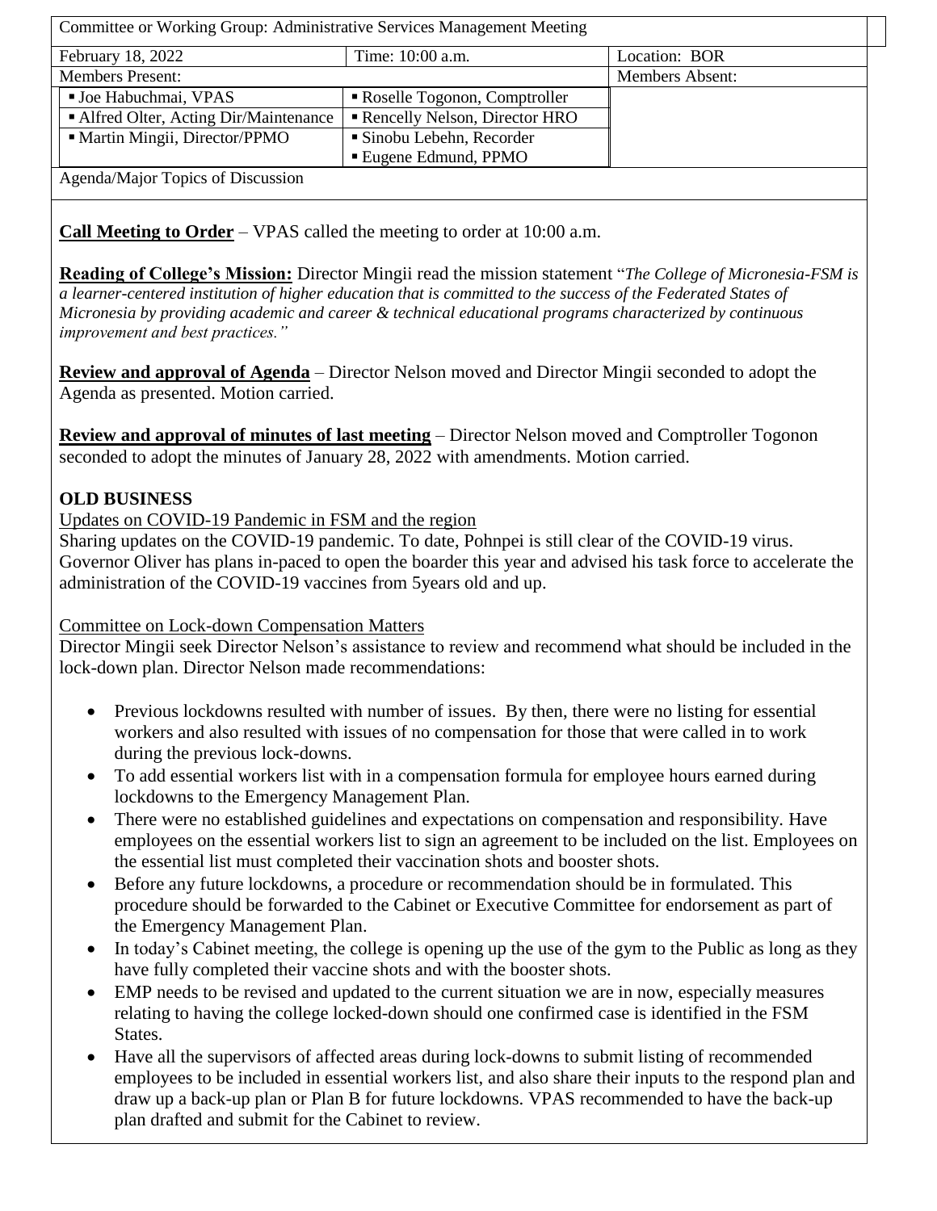| Committee or Working Group: Administrative Services Management Meeting | | |
|---|---|---|
| February 18, 2022 | Time: 10:00 a.m. | Location: BOR |
| Members Present: | | Members Absent: |
| ▪ Joe Habuchmai, VPAS | ▪ Roselle Togonon, Comptroller | |
| ▪ Alfred Olter, Acting Dir/Maintenance | ▪ Rencelly Nelson, Director HRO | |
| ▪ Martin Mingii, Director/PPMO | ▪ Sinobu Lebehn, Recorder<br>▪ Eugene Edmund, PPMO | |

Agenda/Major Topics of Discussion

**Call Meeting to Order** – VPAS called the meeting to order at 10:00 a.m.

**Reading of College's Mission:** Director Mingii read the mission statement "*The College of Micronesia-FSM is a learner-centered institution of higher education that is committed to the success of the Federated States of Micronesia by providing academic and career & technical educational programs characterized by continuous improvement and best practices."*

**Review and approval of Agenda** – Director Nelson moved and Director Mingii seconded to adopt the Agenda as presented. Motion carried.

**Review and approval of minutes of last meeting** – Director Nelson moved and Comptroller Togonon seconded to adopt the minutes of January 28, 2022 with amendments. Motion carried.

**OLD BUSINESS**

Updates on COVID-19 Pandemic in FSM and the region

Sharing updates on the COVID-19 pandemic. To date, Pohnpei is still clear of the COVID-19 virus. Governor Oliver has plans in-paced to open the boarder this year and advised his task force to accelerate the administration of the COVID-19 vaccines from 5years old and up.

Committee on Lock-down Compensation Matters

Director Mingii seek Director Nelson's assistance to review and recommend what should be included in the lock-down plan. Director Nelson made recommendations:

- Previous lockdowns resulted with number of issues. By then, there were no listing for essential workers and also resulted with issues of no compensation for those that were called in to work during the previous lock-downs.
- To add essential workers list with in a compensation formula for employee hours earned during lockdowns to the Emergency Management Plan.
- There were no established guidelines and expectations on compensation and responsibility. Have employees on the essential workers list to sign an agreement to be included on the list. Employees on the essential list must completed their vaccination shots and booster shots.
- Before any future lockdowns, a procedure or recommendation should be in formulated. This procedure should be forwarded to the Cabinet or Executive Committee for endorsement as part of the Emergency Management Plan.
- In today's Cabinet meeting, the college is opening up the use of the gym to the Public as long as they have fully completed their vaccine shots and with the booster shots.
- EMP needs to be revised and updated to the current situation we are in now, especially measures relating to having the college locked-down should one confirmed case is identified in the FSM States.
- Have all the supervisors of affected areas during lock-downs to submit listing of recommended employees to be included in essential workers list, and also share their inputs to the respond plan and draw up a back-up plan or Plan B for future lockdowns. VPAS recommended to have the back-up plan drafted and submit for the Cabinet to review.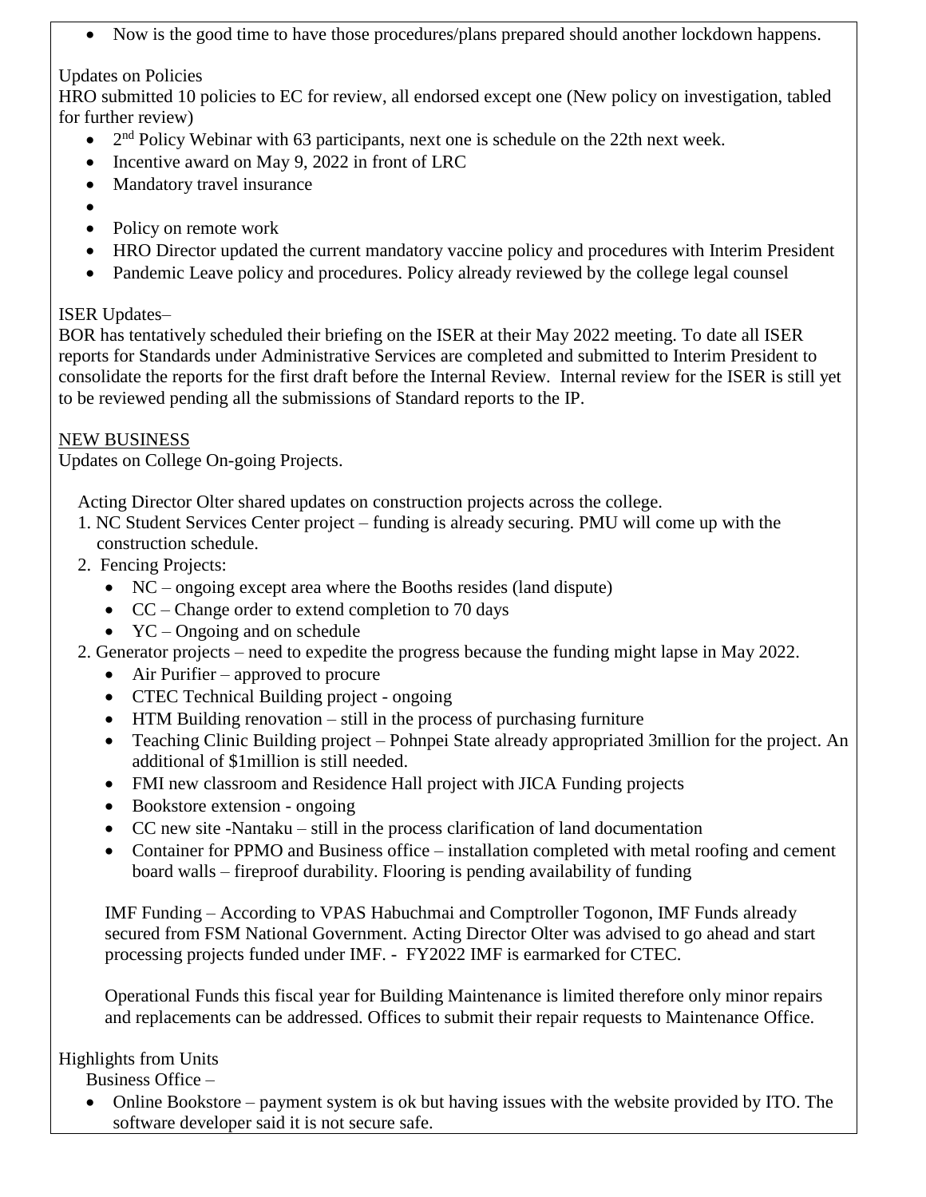- Now is the good time to have those procedures/plans prepared should another lockdown happens.

Updates on Policies

HRO submitted 10 policies to EC for review, all endorsed except one (New policy on investigation, tabled for further review)

- 2nd Policy Webinar with 63 participants, next one is schedule on the 22th next week.
- Incentive award on May 9, 2022 in front of LRC
- Mandatory travel insurance
- 
- Policy on remote work
- HRO Director updated the current mandatory vaccine policy and procedures with Interim President
- Pandemic Leave policy and procedures. Policy already reviewed by the college legal counsel

ISER Updates–

BOR has tentatively scheduled their briefing on the ISER at their May 2022 meeting. To date all ISER reports for Standards under Administrative Services are completed and submitted to Interim President to consolidate the reports for the first draft before the Internal Review. Internal review for the ISER is still yet to be reviewed pending all the submissions of Standard reports to the IP.

<u>NEW BUSINESS</u>

Updates on College On-going Projects.

Acting Director Olter shared updates on construction projects across the college.

1. NC Student Services Center project – funding is already securing. PMU will come up with the construction schedule.
2. Fencing Projects:
   - NC – ongoing except area where the Booths resides (land dispute)
   - CC – Change order to extend completion to 70 days
   - YC – Ongoing and on schedule
2. Generator projects – need to expedite the progress because the funding might lapse in May 2022.
   - Air Purifier – approved to procure
   - CTEC Technical Building project - ongoing
   - HTM Building renovation – still in the process of purchasing furniture
   - Teaching Clinic Building project – Pohnpei State already appropriated 3million for the project. An additional of $1million is still needed.
   - FMI new classroom and Residence Hall project with JICA Funding projects
   - Bookstore extension - ongoing
   - CC new site -Nantaku – still in the process clarification of land documentation
   - Container for PPMO and Business office – installation completed with metal roofing and cement board walls – fireproof durability. Flooring is pending availability of funding

IMF Funding – According to VPAS Habuchmai and Comptroller Togonon, IMF Funds already secured from FSM National Government. Acting Director Olter was advised to go ahead and start processing projects funded under IMF. - FY2022 IMF is earmarked for CTEC.

Operational Funds this fiscal year for Building Maintenance is limited therefore only minor repairs and replacements can be addressed. Offices to submit their repair requests to Maintenance Office.

Highlights from Units

Business Office –

- Online Bookstore – payment system is ok but having issues with the website provided by ITO. The software developer said it is not secure safe.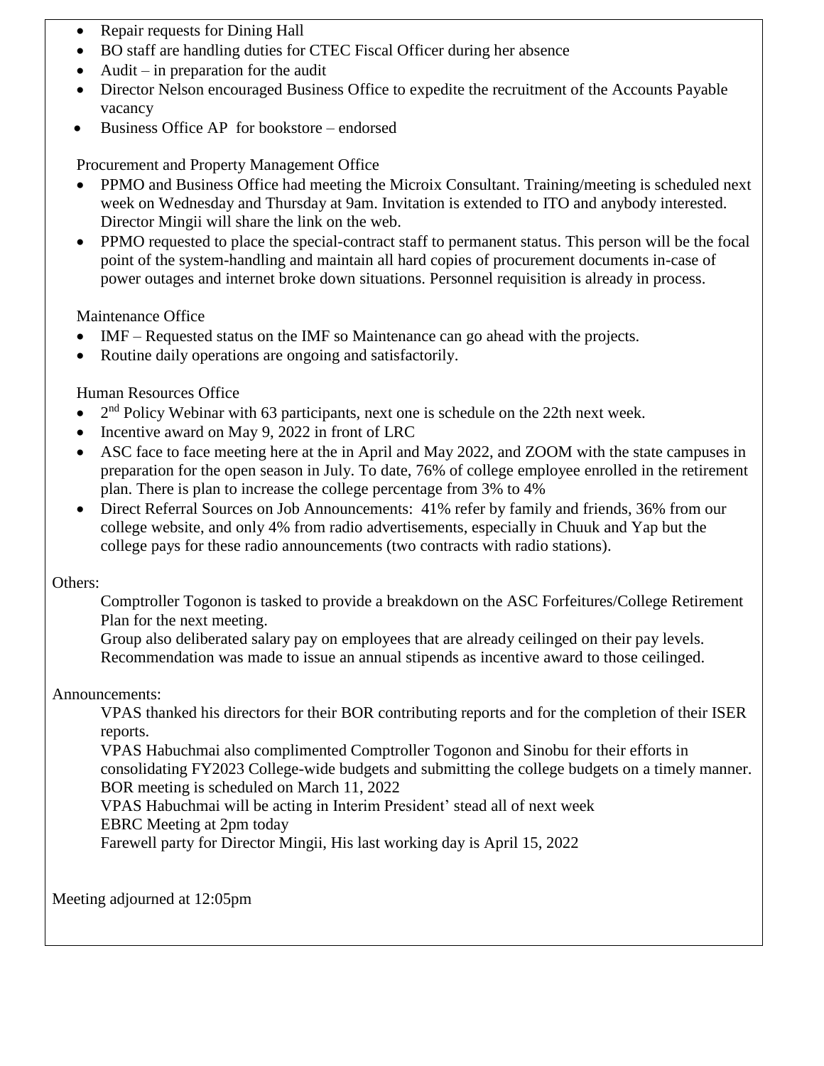- Repair requests for Dining Hall
- BO staff are handling duties for CTEC Fiscal Officer during her absence
- Audit – in preparation for the audit
- Director Nelson encouraged Business Office to expedite the recruitment of the Accounts Payable vacancy
- Business Office AP for bookstore – endorsed

Procurement and Property Management Office

- PPMO and Business Office had meeting the Microix Consultant. Training/meeting is scheduled next week on Wednesday and Thursday at 9am. Invitation is extended to ITO and anybody interested. Director Mingii will share the link on the web.
- PPMO requested to place the special-contract staff to permanent status. This person will be the focal point of the system-handling and maintain all hard copies of procurement documents in-case of power outages and internet broke down situations. Personnel requisition is already in process.

Maintenance Office

- IMF – Requested status on the IMF so Maintenance can go ahead with the projects.
- Routine daily operations are ongoing and satisfactorily.

Human Resources Office

- 2nd Policy Webinar with 63 participants, next one is schedule on the 22th next week.
- Incentive award on May 9, 2022 in front of LRC
- ASC face to face meeting here at the in April and May 2022, and ZOOM with the state campuses in preparation for the open season in July. To date, 76% of college employee enrolled in the retirement plan. There is plan to increase the college percentage from 3% to 4%
- Direct Referral Sources on Job Announcements: 41% refer by family and friends, 36% from our college website, and only 4% from radio advertisements, especially in Chuuk and Yap but the college pays for these radio announcements (two contracts with radio stations).

Others:

Comptroller Togonon is tasked to provide a breakdown on the ASC Forfeitures/College Retirement Plan for the next meeting.

Group also deliberated salary pay on employees that are already ceilinged on their pay levels. Recommendation was made to issue an annual stipends as incentive award to those ceilinged.

Announcements:

VPAS thanked his directors for their BOR contributing reports and for the completion of their ISER reports.

VPAS Habuchmai also complimented Comptroller Togonon and Sinobu for their efforts in consolidating FY2023 College-wide budgets and submitting the college budgets on a timely manner.

BOR meeting is scheduled on March 11, 2022

VPAS Habuchmai will be acting in Interim President' stead all of next week

EBRC Meeting at 2pm today

Farewell party for Director Mingii, His last working day is April 15, 2022

Meeting adjourned at 12:05pm